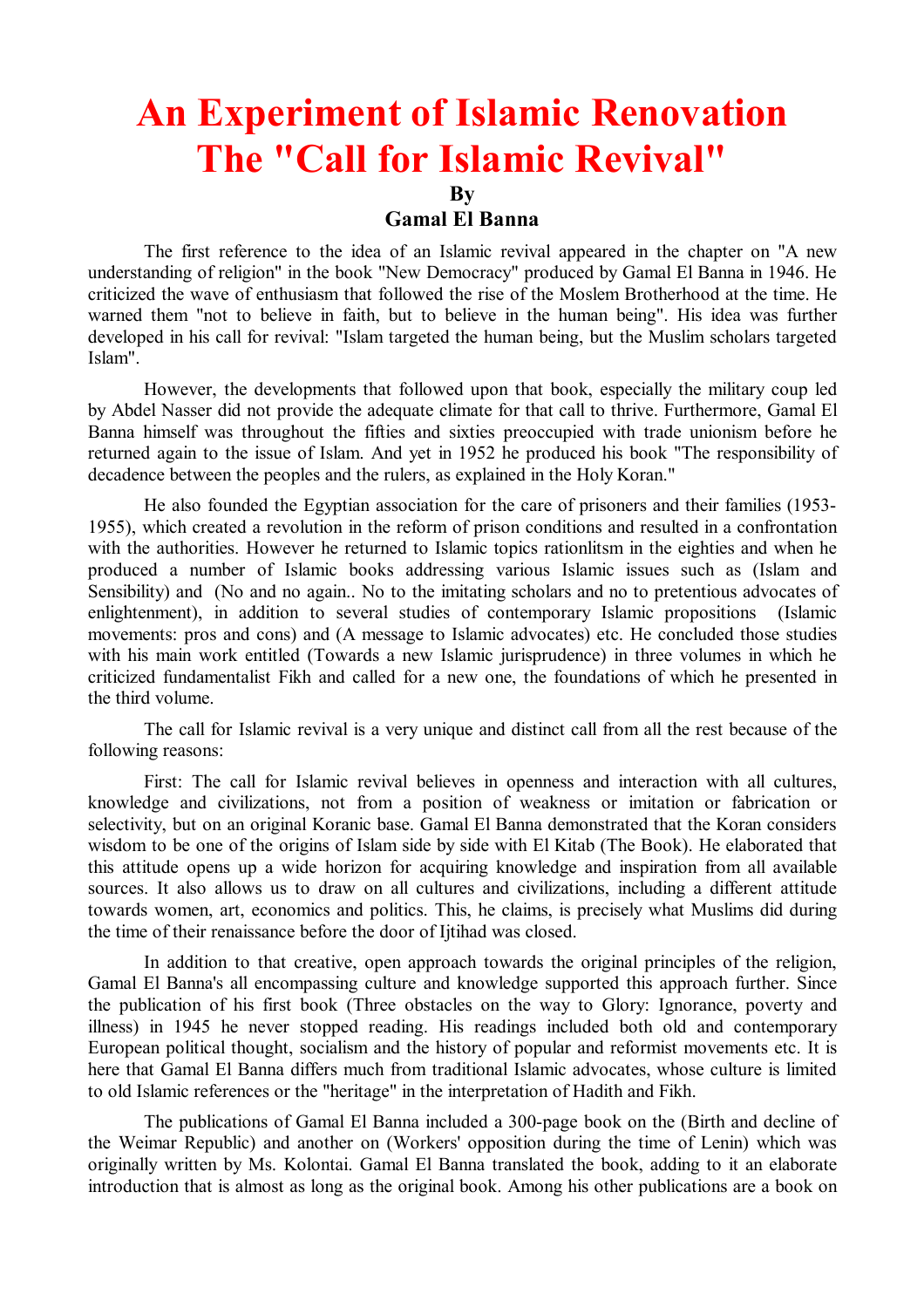# An Experiment of Islamic Renovation
# The "Call for Islamic Revival"

**By**

**Gamal El Banna**

The first reference to the idea of an Islamic revival appeared in the chapter on "A new understanding of religion" in the book "New Democracy" produced by Gamal El Banna in 1946. He criticized the wave of enthusiasm that followed the rise of the Moslem Brotherhood at the time. He warned them "not to believe in faith, but to believe in the human being". His idea was further developed in his call for revival: "Islam targeted the human being, but the Muslim scholars targeted Islam".

However, the developments that followed upon that book, especially the military coup led by Abdel Nasser did not provide the adequate climate for that call to thrive. Furthermore, Gamal El Banna himself was throughout the fifties and sixties preoccupied with trade unionism before he returned again to the issue of Islam. And yet in 1952 he produced his book "The responsibility of decadence between the peoples and the rulers, as explained in the Holy Koran."

He also founded the Egyptian association for the care of prisoners and their families (1953-1955), which created a revolution in the reform of prison conditions and resulted in a confrontation with the authorities. However he returned to Islamic topics rationlitsm in the eighties and when he produced a number of Islamic books addressing various Islamic issues such as (Islam and Sensibility) and (No and no again.. No to the imitating scholars and no to pretentious advocates of enlightenment), in addition to several studies of contemporary Islamic propositions (Islamic movements: pros and cons) and (A message to Islamic advocates) etc. He concluded those studies with his main work entitled (Towards a new Islamic jurisprudence) in three volumes in which he criticized fundamentalist Fikh and called for a new one, the foundations of which he presented in the third volume.

The call for Islamic revival is a very unique and distinct call from all the rest because of the following reasons:

First: The call for Islamic revival believes in openness and interaction with all cultures, knowledge and civilizations, not from a position of weakness or imitation or fabrication or selectivity, but on an original Koranic base. Gamal El Banna demonstrated that the Koran considers wisdom to be one of the origins of Islam side by side with El Kitab (The Book). He elaborated that this attitude opens up a wide horizon for acquiring knowledge and inspiration from all available sources. It also allows us to draw on all cultures and civilizations, including a different attitude towards women, art, economics and politics. This, he claims, is precisely what Muslims did during the time of their renaissance before the door of Ijtihad was closed.

In addition to that creative, open approach towards the original principles of the religion, Gamal El Banna's all encompassing culture and knowledge supported this approach further. Since the publication of his first book (Three obstacles on the way to Glory: Ignorance, poverty and illness) in 1945 he never stopped reading. His readings included both old and contemporary European political thought, socialism and the history of popular and reformist movements etc. It is here that Gamal El Banna differs much from traditional Islamic advocates, whose culture is limited to old Islamic references or the "heritage" in the interpretation of Hadith and Fikh.

The publications of Gamal El Banna included a 300-page book on the (Birth and decline of the Weimar Republic) and another on (Workers' opposition during the time of Lenin) which was originally written by Ms. Kolontai. Gamal El Banna translated the book, adding to it an elaborate introduction that is almost as long as the original book. Among his other publications are a book on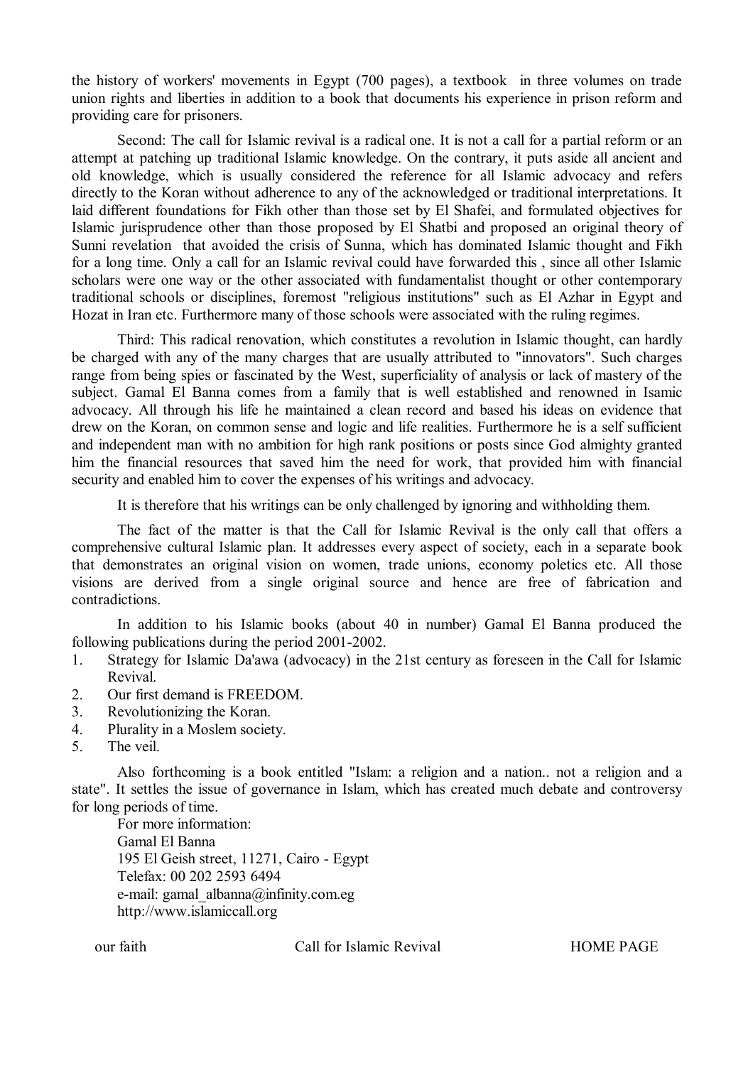the history of workers' movements in Egypt (700 pages), a textbook in three volumes on trade union rights and liberties in addition to a book that documents his experience in prison reform and providing care for prisoners.

Second: The call for Islamic revival is a radical one. It is not a call for a partial reform or an attempt at patching up traditional Islamic knowledge. On the contrary, it puts aside all ancient and old knowledge, which is usually considered the reference for all Islamic advocacy and refers directly to the Koran without adherence to any of the acknowledged or traditional interpretations. It laid different foundations for Fikh other than those set by El Shafei, and formulated objectives for Islamic jurisprudence other than those proposed by El Shatbi and proposed an original theory of Sunni revelation that avoided the crisis of Sunna, which has dominated Islamic thought and Fikh for a long time. Only a call for an Islamic revival could have forwarded this , since all other Islamic scholars were one way or the other associated with fundamentalist thought or other contemporary traditional schools or disciplines, foremost "religious institutions" such as El Azhar in Egypt and Hozat in Iran etc. Furthermore many of those schools were associated with the ruling regimes.

Third: This radical renovation, which constitutes a revolution in Islamic thought, can hardly be charged with any of the many charges that are usually attributed to "innovators". Such charges range from being spies or fascinated by the West, superficiality of analysis or lack of mastery of the subject. Gamal El Banna comes from a family that is well established and renowned in Isamic advocacy. All through his life he maintained a clean record and based his ideas on evidence that drew on the Koran, on common sense and logic and life realities. Furthermore he is a self sufficient and independent man with no ambition for high rank positions or posts since God almighty granted him the financial resources that saved him the need for work, that provided him with financial security and enabled him to cover the expenses of his writings and advocacy.

It is therefore that his writings can be only challenged by ignoring and withholding them.

The fact of the matter is that the Call for Islamic Revival is the only call that offers a comprehensive cultural Islamic plan. It addresses every aspect of society, each in a separate book that demonstrates an original vision on women, trade unions, economy poletics etc. All those visions are derived from a single original source and hence are free of fabrication and contradictions.

In addition to his Islamic books (about 40 in number) Gamal El Banna produced the following publications during the period 2001-2002.

1. Strategy for Islamic Da'awa (advocacy) in the 21st century as foreseen in the Call for Islamic Revival.
2. Our first demand is FREEDOM.
3. Revolutionizing the Koran.
4. Plurality in a Moslem society.
5. The veil.

Also forthcoming is a book entitled "Islam: a religion and a nation.. not a religion and a state". It settles the issue of governance in Islam, which has created much debate and controversy for long periods of time.

For more information:
Gamal El Banna
195 El Geish street, 11271, Cairo - Egypt
Telefax: 00 202 2593 6494
e-mail: gamal_albanna@infinity.com.eg
http://www.islamiccall.org

our faith Call for Islamic Revival HOME PAGE